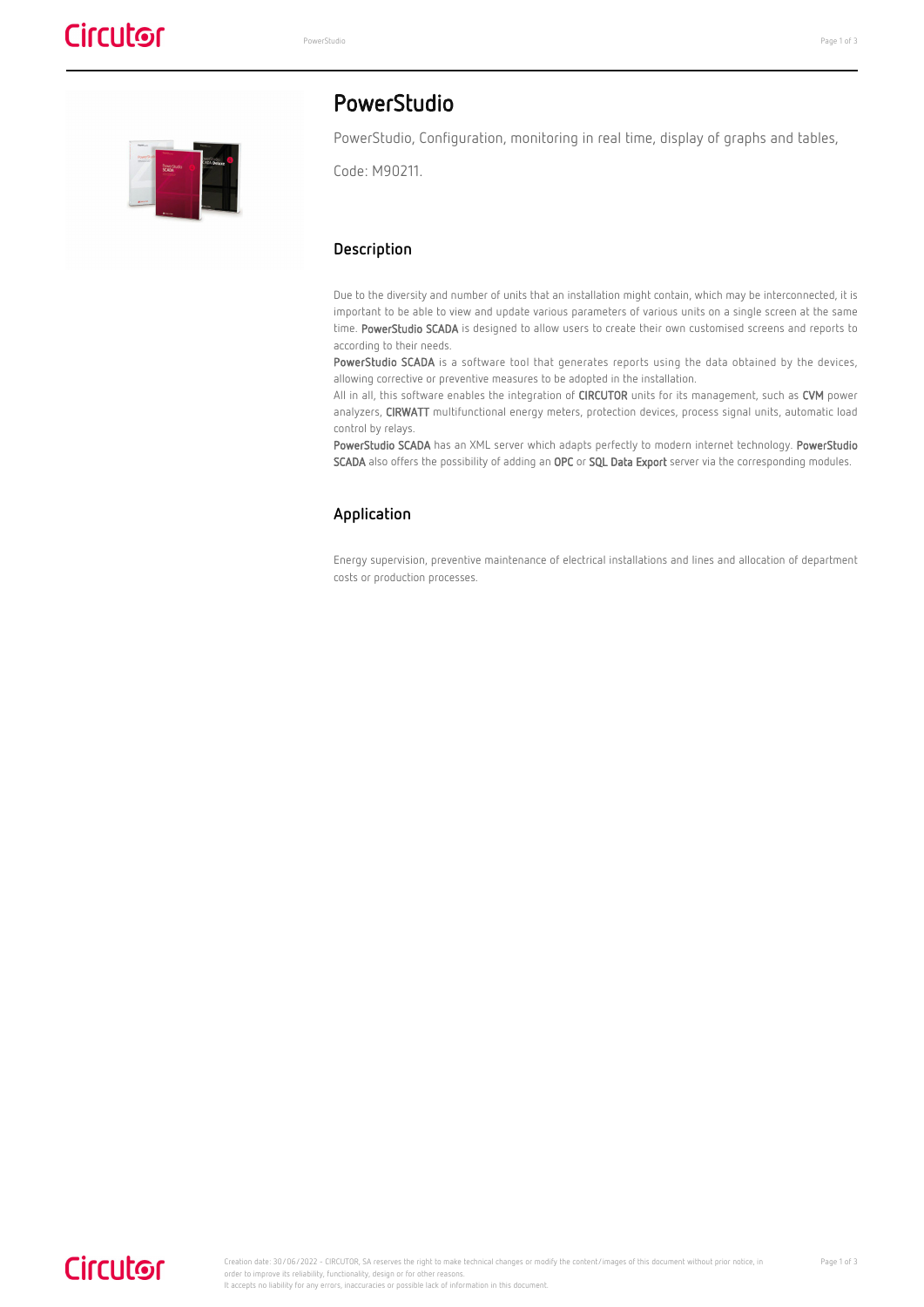# PowerStudio

PowerStudio, Configuration, monitoring in real time, display of graphs and tables,

Code: M90211.

## Description

Due to the diversity and number of units that an installation might contain, which may be interconnected, it is important to be able to view and update various parameters of various units on a single screen at the same time. **PowerStudio SCADA** is designed to allow users to create their own customised screens and reports to according to their needs.

**PowerStudio SCADA** is a software tool that generates reports using the data obtained by the devices, allowing corrective or preventive measures to be adopted in the installation.

All in all, this software enables the integration of **CIRCUTOR** units for its management, such as **CVM** power analyzers, **CIRWATT** multifunctional energy meters, protection devices, process signal units, automatic load control by relays.

**PowerStudio SCADA** has an XML server which adapts perfectly to modern internet technology. **PowerStudio SCADA** also offers the possibility of adding an **OPC** or **SQL Data Export** server via the corresponding modules.

## Application

Energy supervision, preventive maintenance of electrical installations and lines and allocation of department costs or production processes.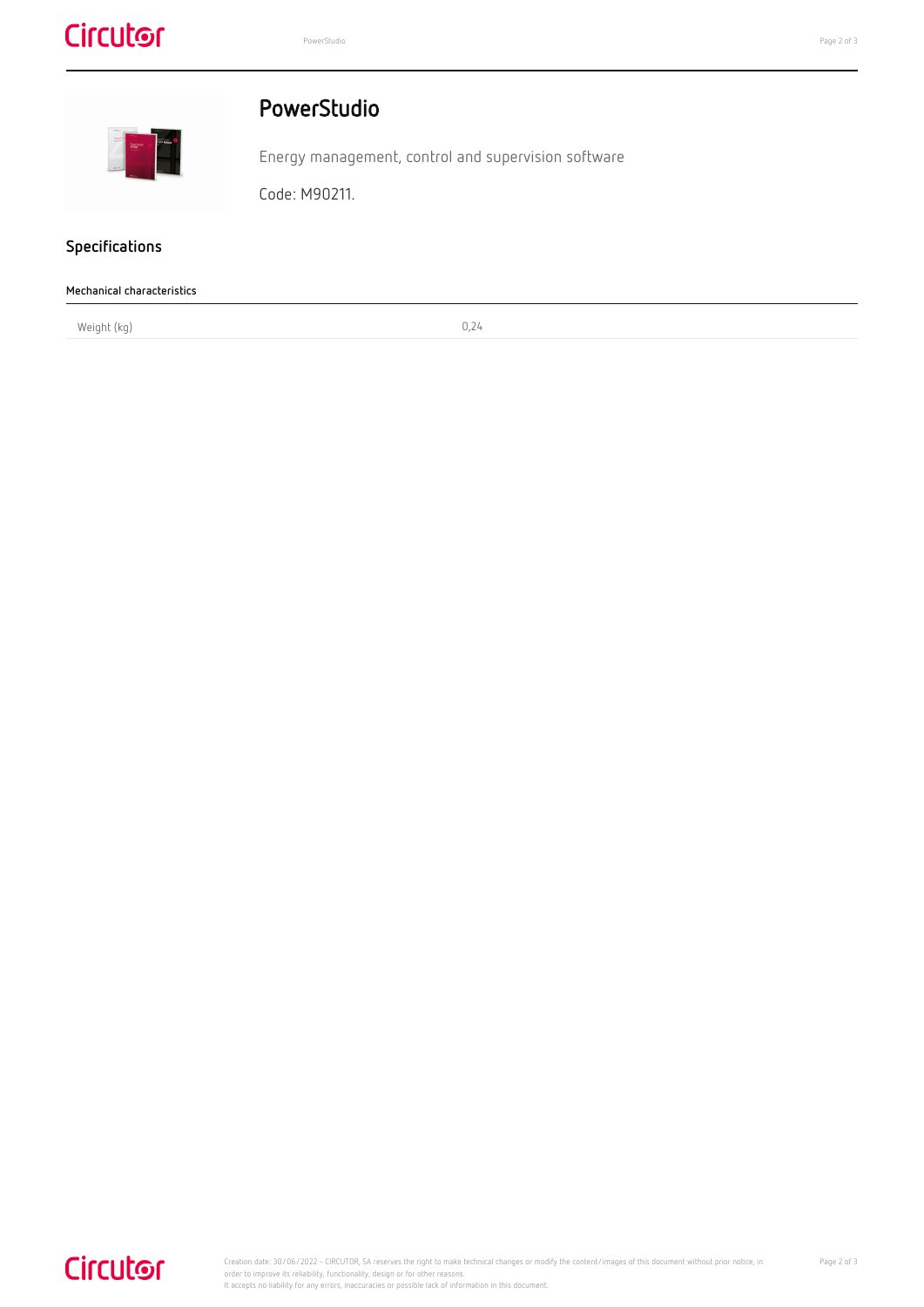# PowerStudio

Energy management, control and supervision software

Code: M90211.

## Specifications

### Mechanical characteristics

| | |
|---|---|
| Weight (kg) | 0,24 |

Creation date: 30/06/2022 - CIRCUTOR, SA reserves the right to make technical changes or modify the content/images of this document without prior notice, in order to improve its reliability, functionality, design or for other reasons.
It accepts no liability for any errors, inaccuracies or possible lack of information in this document.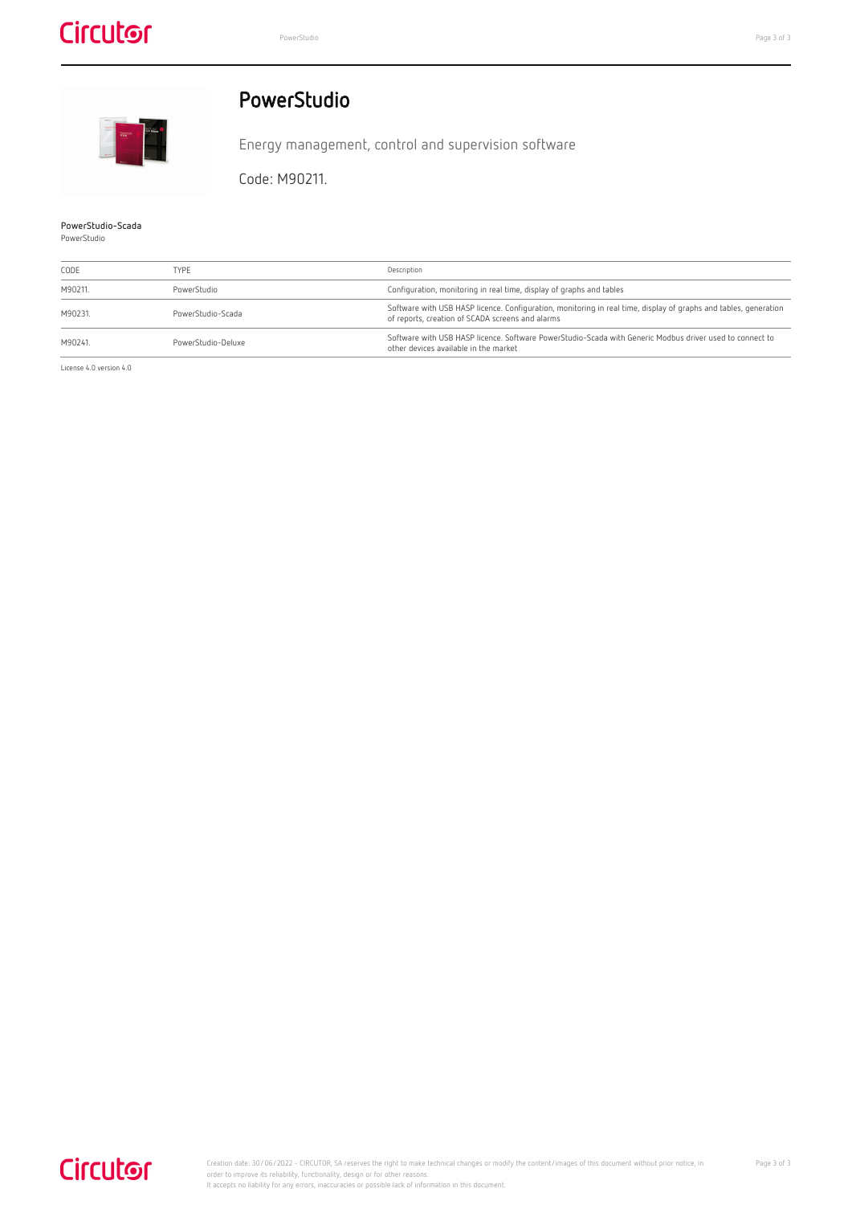# PowerStudio

Energy management, control and supervision software

Code: M90211.

**PowerStudio-Scada**
PowerStudio

| CODE | TYPE | Description |
|---|---|---|
| M90211. | PowerStudio | Configuration, monitoring in real time, display of graphs and tables |
| M90231. | PowerStudio-Scada | Software with USB HASP licence. Configuration, monitoring in real time, display of graphs and tables, generation of reports, creation of SCADA screens and alarms |
| M90241. | PowerStudio-Deluxe | Software with USB HASP licence. Software PowerStudio-Scada with Generic Modbus driver used to connect to other devices available in the market |

License 4.0 version 4.0

Creation date: 30/06/2022 - CIRCUTOR, SA reserves the right to make technical changes or modify the content/images of this document without prior notice, in order to improve its reliability, functionality, design or for other reasons.
It accepts no liability for any errors, inaccuracies or possible lack of information in this document.